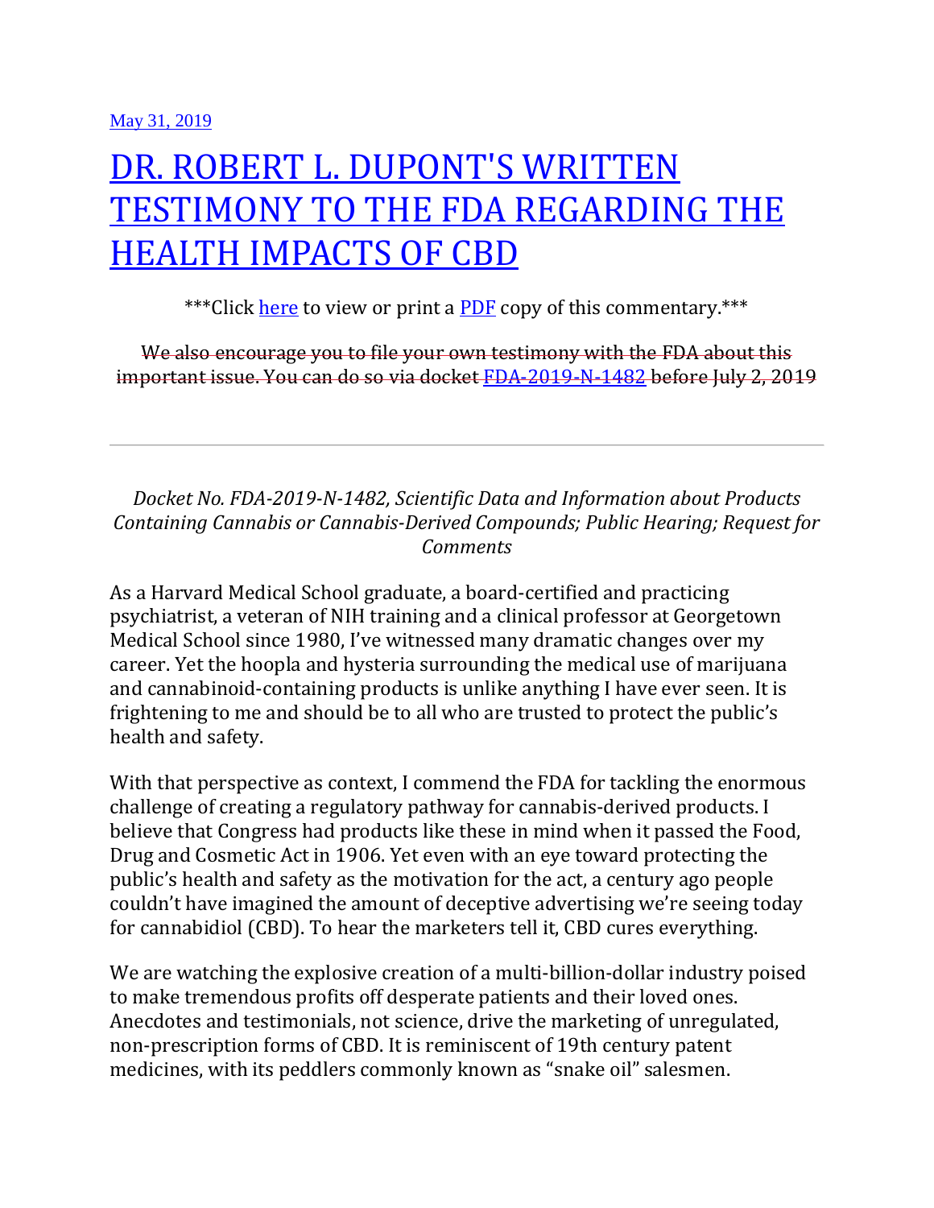May 31, 2019

# DR. ROBERT L. DUPONT'S WRITTEN TESTIMONY TO THE FDA REGARDING THE HEALTH IMPACTS OF CBD

***Click here to view or print a PDF copy of this commentary.***

~~We also encourage you to file your own testimony with the FDA about this important issue. You can do so via docket FDA-2019-N-1482 before July 2, 2019~~

---

*Docket No. FDA-2019-N-1482, Scientific Data and Information about Products Containing Cannabis or Cannabis-Derived Compounds; Public Hearing; Request for Comments*

As a Harvard Medical School graduate, a board-certified and practicing psychiatrist, a veteran of NIH training and a clinical professor at Georgetown Medical School since 1980, I've witnessed many dramatic changes over my career. Yet the hoopla and hysteria surrounding the medical use of marijuana and cannabinoid-containing products is unlike anything I have ever seen. It is frightening to me and should be to all who are trusted to protect the public's health and safety.

With that perspective as context, I commend the FDA for tackling the enormous challenge of creating a regulatory pathway for cannabis-derived products. I believe that Congress had products like these in mind when it passed the Food, Drug and Cosmetic Act in 1906. Yet even with an eye toward protecting the public's health and safety as the motivation for the act, a century ago people couldn't have imagined the amount of deceptive advertising we're seeing today for cannabidiol (CBD). To hear the marketers tell it, CBD cures everything.

We are watching the explosive creation of a multi-billion-dollar industry poised to make tremendous profits off desperate patients and their loved ones. Anecdotes and testimonials, not science, drive the marketing of unregulated, non-prescription forms of CBD. It is reminiscent of 19th century patent medicines, with its peddlers commonly known as "snake oil" salesmen.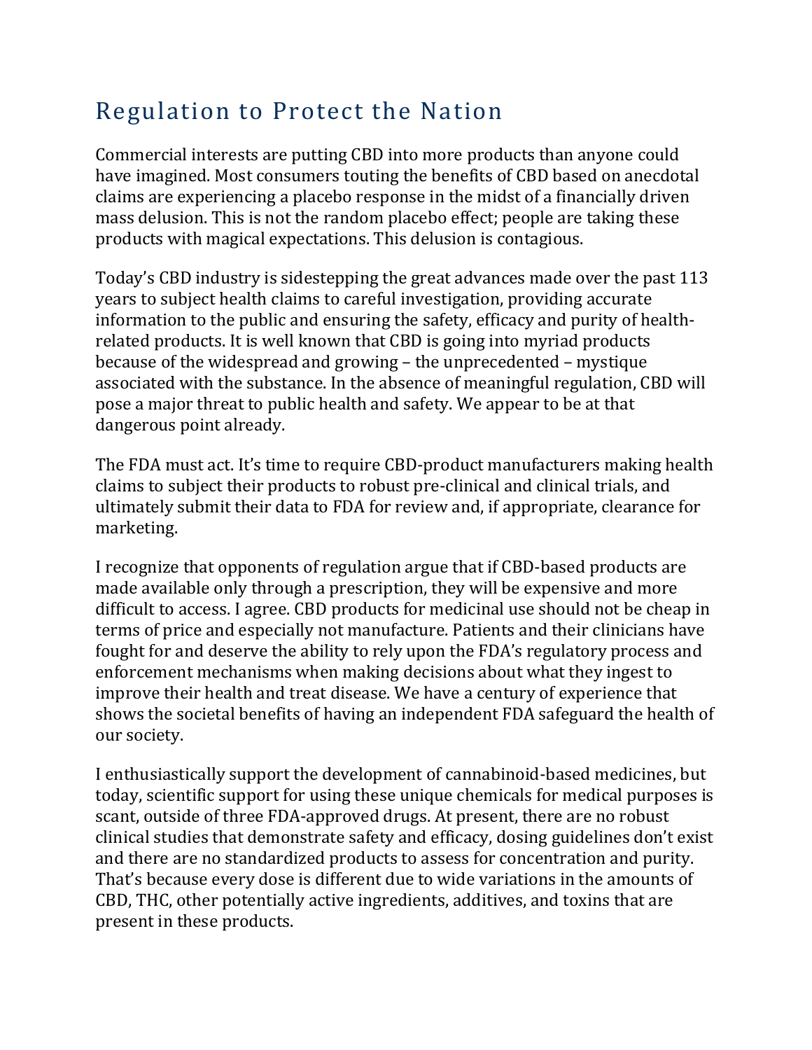# Regulation to Protect the Nation

Commercial interests are putting CBD into more products than anyone could have imagined. Most consumers touting the benefits of CBD based on anecdotal claims are experiencing a placebo response in the midst of a financially driven mass delusion. This is not the random placebo effect; people are taking these products with magical expectations. This delusion is contagious.

Today's CBD industry is sidestepping the great advances made over the past 113 years to subject health claims to careful investigation, providing accurate information to the public and ensuring the safety, efficacy and purity of health-related products. It is well known that CBD is going into myriad products because of the widespread and growing – the unprecedented – mystique associated with the substance. In the absence of meaningful regulation, CBD will pose a major threat to public health and safety. We appear to be at that dangerous point already.

The FDA must act. It's time to require CBD-product manufacturers making health claims to subject their products to robust pre-clinical and clinical trials, and ultimately submit their data to FDA for review and, if appropriate, clearance for marketing.

I recognize that opponents of regulation argue that if CBD-based products are made available only through a prescription, they will be expensive and more difficult to access. I agree. CBD products for medicinal use should not be cheap in terms of price and especially not manufacture. Patients and their clinicians have fought for and deserve the ability to rely upon the FDA's regulatory process and enforcement mechanisms when making decisions about what they ingest to improve their health and treat disease. We have a century of experience that shows the societal benefits of having an independent FDA safeguard the health of our society.

I enthusiastically support the development of cannabinoid-based medicines, but today, scientific support for using these unique chemicals for medical purposes is scant, outside of three FDA-approved drugs. At present, there are no robust clinical studies that demonstrate safety and efficacy, dosing guidelines don't exist and there are no standardized products to assess for concentration and purity. That's because every dose is different due to wide variations in the amounts of CBD, THC, other potentially active ingredients, additives, and toxins that are present in these products.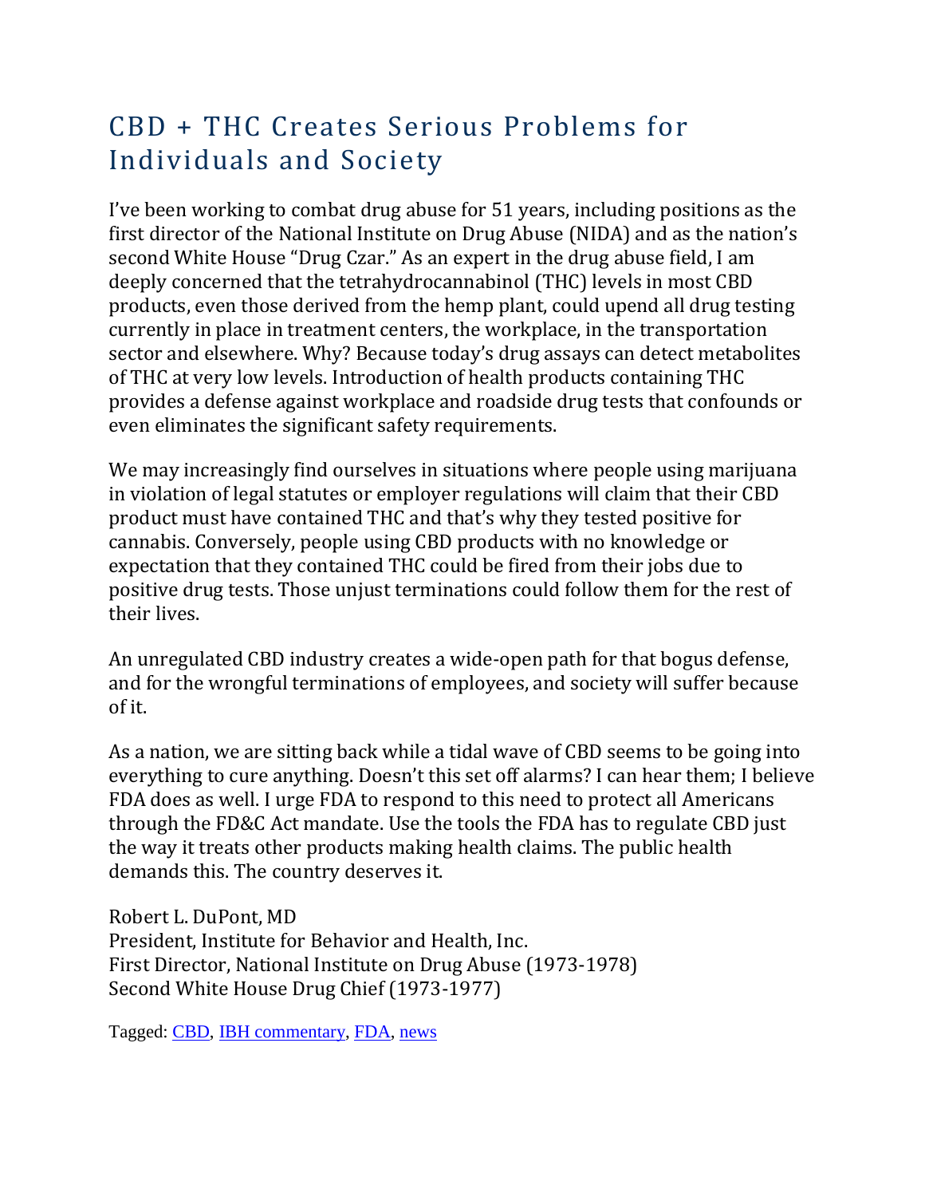# CBD + THC Creates Serious Problems for Individuals and Society

I've been working to combat drug abuse for 51 years, including positions as the first director of the National Institute on Drug Abuse (NIDA) and as the nation's second White House "Drug Czar." As an expert in the drug abuse field, I am deeply concerned that the tetrahydrocannabinol (THC) levels in most CBD products, even those derived from the hemp plant, could upend all drug testing currently in place in treatment centers, the workplace, in the transportation sector and elsewhere. Why? Because today's drug assays can detect metabolites of THC at very low levels. Introduction of health products containing THC provides a defense against workplace and roadside drug tests that confounds or even eliminates the significant safety requirements.

We may increasingly find ourselves in situations where people using marijuana in violation of legal statutes or employer regulations will claim that their CBD product must have contained THC and that's why they tested positive for cannabis. Conversely, people using CBD products with no knowledge or expectation that they contained THC could be fired from their jobs due to positive drug tests. Those unjust terminations could follow them for the rest of their lives.

An unregulated CBD industry creates a wide-open path for that bogus defense, and for the wrongful terminations of employees, and society will suffer because of it.

As a nation, we are sitting back while a tidal wave of CBD seems to be going into everything to cure anything. Doesn't this set off alarms? I can hear them; I believe FDA does as well. I urge FDA to respond to this need to protect all Americans through the FD&C Act mandate. Use the tools the FDA has to regulate CBD just the way it treats other products making health claims. The public health demands this. The country deserves it.

Robert L. DuPont, MD
President, Institute for Behavior and Health, Inc.
First Director, National Institute on Drug Abuse (1973-1978)
Second White House Drug Chief (1973-1977)

Tagged: CBD, IBH commentary, FDA, news